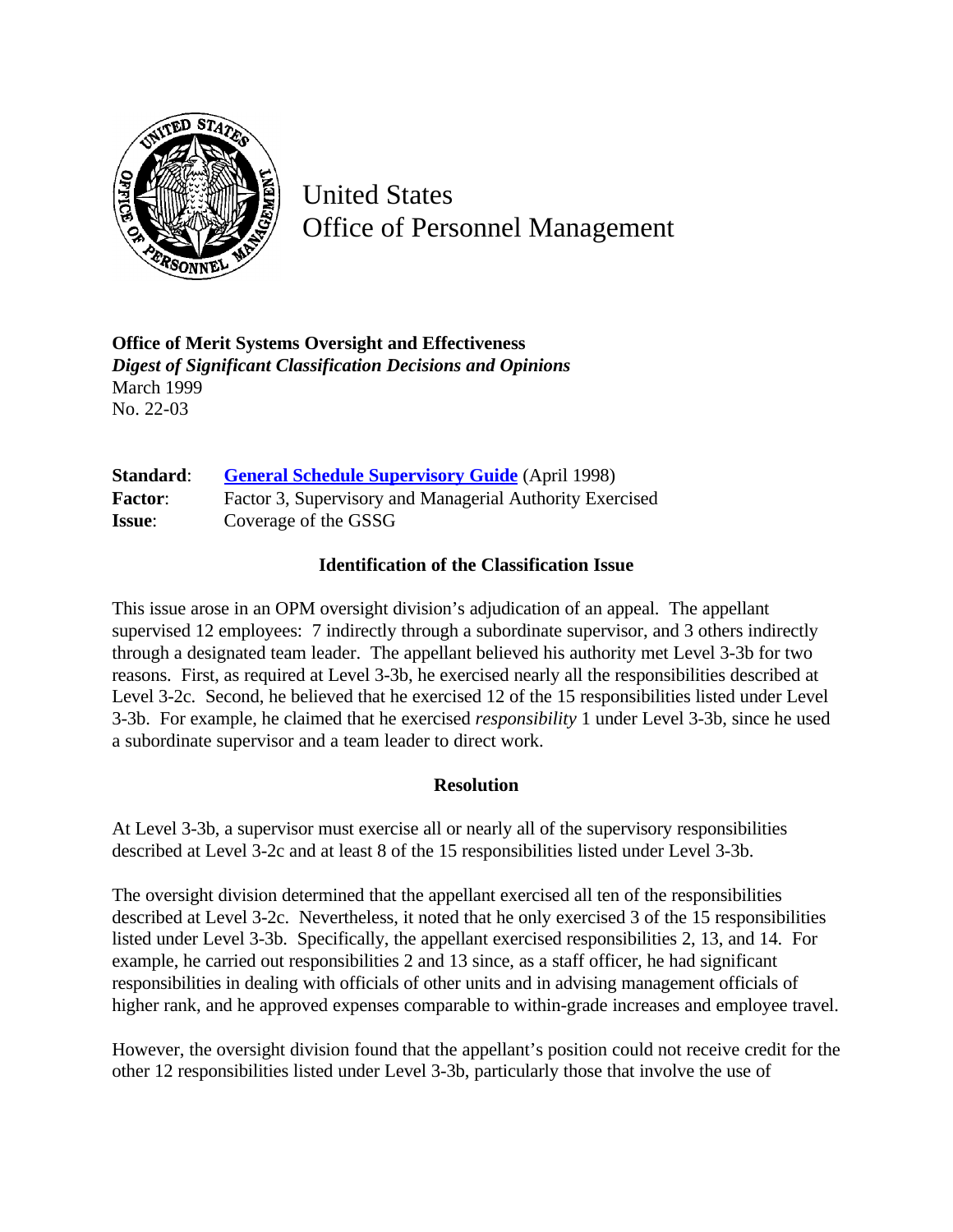United States
Office of Personnel Management

**Office of Merit Systems Oversight and Effectiveness**
***Digest of Significant Classification Decisions and Opinions***
March 1999
No. 22-03

**Standard**: **General Schedule Supervisory Guide** (April 1998)
**Factor**: Factor 3, Supervisory and Managerial Authority Exercised
**Issue**: Coverage of the GSSG

### Identification of the Classification Issue

This issue arose in an OPM oversight division's adjudication of an appeal. The appellant supervised 12 employees: 7 indirectly through a subordinate supervisor, and 3 others indirectly through a designated team leader. The appellant believed his authority met Level 3-3b for two reasons. First, as required at Level 3-3b, he exercised nearly all the responsibilities described at Level 3-2c. Second, he believed that he exercised 12 of the 15 responsibilities listed under Level 3-3b. For example, he claimed that he exercised *responsibility* 1 under Level 3-3b, since he used a subordinate supervisor and a team leader to direct work.

### Resolution

At Level 3-3b, a supervisor must exercise all or nearly all of the supervisory responsibilities described at Level 3-2c and at least 8 of the 15 responsibilities listed under Level 3-3b.

The oversight division determined that the appellant exercised all ten of the responsibilities described at Level 3-2c. Nevertheless, it noted that he only exercised 3 of the 15 responsibilities listed under Level 3-3b. Specifically, the appellant exercised responsibilities 2, 13, and 14. For example, he carried out responsibilities 2 and 13 since, as a staff officer, he had significant responsibilities in dealing with officials of other units and in advising management officials of higher rank, and he approved expenses comparable to within-grade increases and employee travel.

However, the oversight division found that the appellant's position could not receive credit for the other 12 responsibilities listed under Level 3-3b, particularly those that involve the use of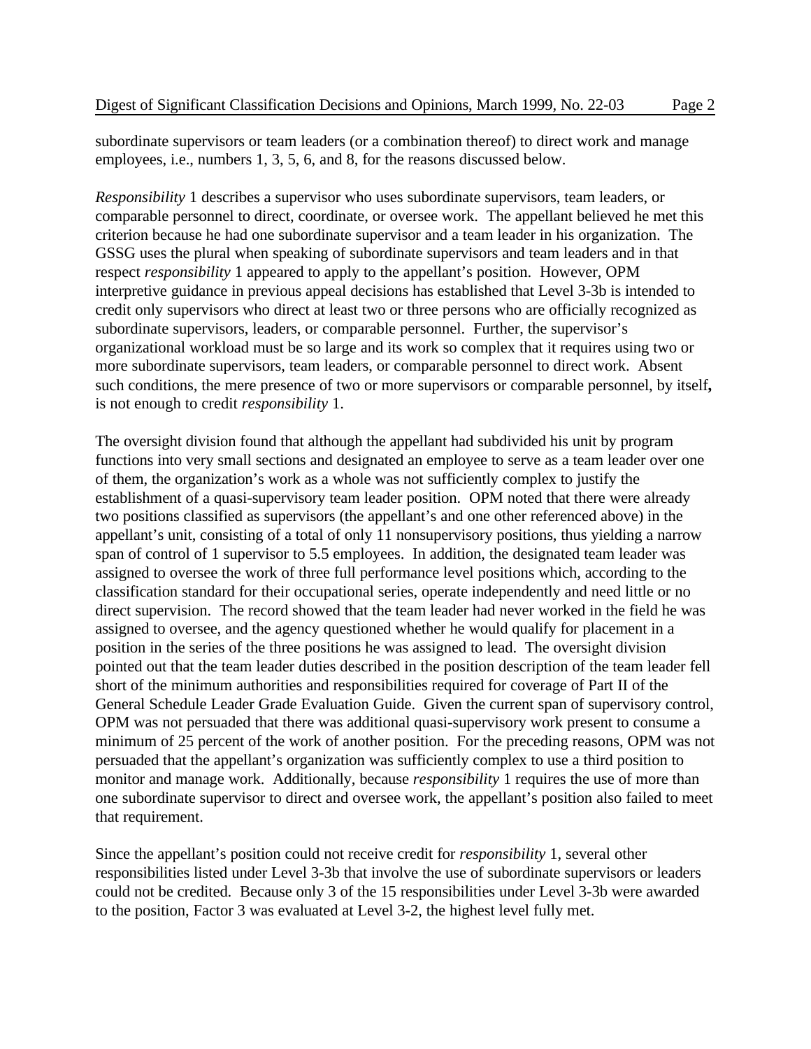subordinate supervisors or team leaders (or a combination thereof) to direct work and manage employees, i.e., numbers 1, 3, 5, 6, and 8, for the reasons discussed below.

*Responsibility* 1 describes a supervisor who uses subordinate supervisors, team leaders, or comparable personnel to direct, coordinate, or oversee work. The appellant believed he met this criterion because he had one subordinate supervisor and a team leader in his organization. The GSSG uses the plural when speaking of subordinate supervisors and team leaders and in that respect *responsibility* 1 appeared to apply to the appellant's position. However, OPM interpretive guidance in previous appeal decisions has established that Level 3-3b is intended to credit only supervisors who direct at least two or three persons who are officially recognized as subordinate supervisors, leaders, or comparable personnel. Further, the supervisor's organizational workload must be so large and its work so complex that it requires using two or more subordinate supervisors, team leaders, or comparable personnel to direct work. Absent such conditions, the mere presence of two or more supervisors or comparable personnel, by itself**,** is not enough to credit *responsibility* 1.

The oversight division found that although the appellant had subdivided his unit by program functions into very small sections and designated an employee to serve as a team leader over one of them, the organization's work as a whole was not sufficiently complex to justify the establishment of a quasi-supervisory team leader position. OPM noted that there were already two positions classified as supervisors (the appellant's and one other referenced above) in the appellant's unit, consisting of a total of only 11 nonsupervisory positions, thus yielding a narrow span of control of 1 supervisor to 5.5 employees. In addition, the designated team leader was assigned to oversee the work of three full performance level positions which, according to the classification standard for their occupational series, operate independently and need little or no direct supervision. The record showed that the team leader had never worked in the field he was assigned to oversee, and the agency questioned whether he would qualify for placement in a position in the series of the three positions he was assigned to lead. The oversight division pointed out that the team leader duties described in the position description of the team leader fell short of the minimum authorities and responsibilities required for coverage of Part II of the General Schedule Leader Grade Evaluation Guide. Given the current span of supervisory control, OPM was not persuaded that there was additional quasi-supervisory work present to consume a minimum of 25 percent of the work of another position. For the preceding reasons, OPM was not persuaded that the appellant's organization was sufficiently complex to use a third position to monitor and manage work. Additionally, because *responsibility* 1 requires the use of more than one subordinate supervisor to direct and oversee work, the appellant's position also failed to meet that requirement.

Since the appellant's position could not receive credit for *responsibility* 1, several other responsibilities listed under Level 3-3b that involve the use of subordinate supervisors or leaders could not be credited. Because only 3 of the 15 responsibilities under Level 3-3b were awarded to the position, Factor 3 was evaluated at Level 3-2, the highest level fully met.